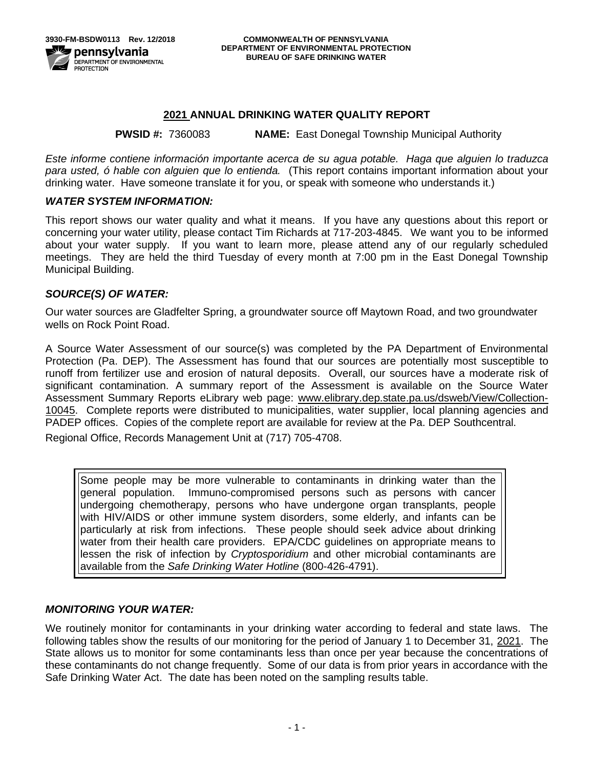3930-FM-BSDW0113 Rev. 12/2018

pennsylvania DEPARTMENT OF ENVIRONMENTAL PROTECTION

**COMMONWEALTH OF PENNSYLVANIA**
**DEPARTMENT OF ENVIRONMENTAL PROTECTION**
**BUREAU OF SAFE DRINKING WATER**

# 2021 ANNUAL DRINKING WATER QUALITY REPORT

**PWSID #:** 7360083 **NAME:** East Donegal Township Municipal Authority

*Este informe contiene información importante acerca de su agua potable. Haga que alguien lo traduzca para usted, ó hable con alguien que lo entienda.* (This report contains important information about your drinking water. Have someone translate it for you, or speak with someone who understands it.)

### *WATER SYSTEM INFORMATION:*

This report shows our water quality and what it means. If you have any questions about this report or concerning your water utility, please contact Tim Richards at 717-203-4845. We want you to be informed about your water supply. If you want to learn more, please attend any of our regularly scheduled meetings. They are held the third Tuesday of every month at 7:00 pm in the East Donegal Township Municipal Building.

### *SOURCE(S) OF WATER:*

Our water sources are Gladfelter Spring, a groundwater source off Maytown Road, and two groundwater wells on Rock Point Road.

A Source Water Assessment of our source(s) was completed by the PA Department of Environmental Protection (Pa. DEP). The Assessment has found that our sources are potentially most susceptible to runoff from fertilizer use and erosion of natural deposits. Overall, our sources have a moderate risk of significant contamination. A summary report of the Assessment is available on the Source Water Assessment Summary Reports eLibrary web page: www.elibrary.dep.state.pa.us/dsweb/View/Collection-10045. Complete reports were distributed to municipalities, water supplier, local planning agencies and PADEP offices. Copies of the complete report are available for review at the Pa. DEP Southcentral.

Regional Office, Records Management Unit at (717) 705-4708.

> Some people may be more vulnerable to contaminants in drinking water than the general population. Immuno-compromised persons such as persons with cancer undergoing chemotherapy, persons who have undergone organ transplants, people with HIV/AIDS or other immune system disorders, some elderly, and infants can be particularly at risk from infections. These people should seek advice about drinking water from their health care providers. EPA/CDC guidelines on appropriate means to lessen the risk of infection by *Cryptosporidium* and other microbial contaminants are available from the *Safe Drinking Water Hotline* (800-426-4791).

### *MONITORING YOUR WATER:*

We routinely monitor for contaminants in your drinking water according to federal and state laws. The following tables show the results of our monitoring for the period of January 1 to December 31, 2021. The State allows us to monitor for some contaminants less than once per year because the concentrations of these contaminants do not change frequently. Some of our data is from prior years in accordance with the Safe Drinking Water Act. The date has been noted on the sampling results table.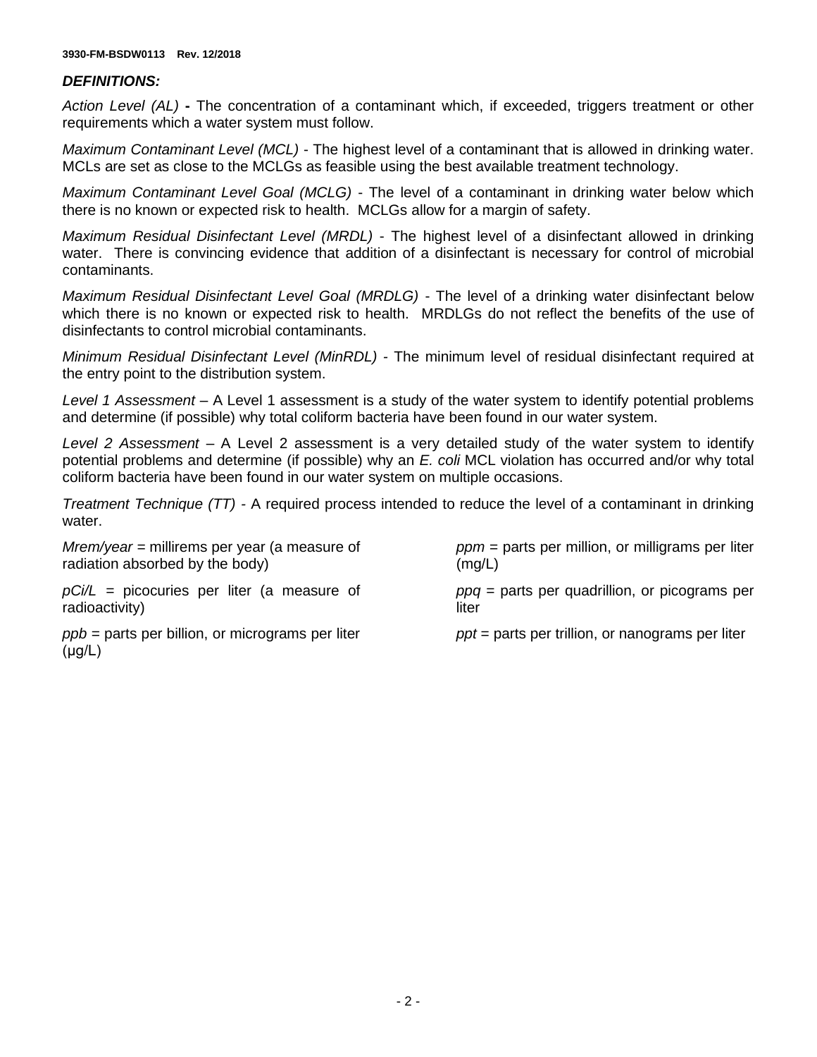### *DEFINITIONS:*

*Action Level (AL)* **-** The concentration of a contaminant which, if exceeded, triggers treatment or other requirements which a water system must follow.

*Maximum Contaminant Level (MCL)* - The highest level of a contaminant that is allowed in drinking water. MCLs are set as close to the MCLGs as feasible using the best available treatment technology.

*Maximum Contaminant Level Goal (MCLG)* - The level of a contaminant in drinking water below which there is no known or expected risk to health. MCLGs allow for a margin of safety.

*Maximum Residual Disinfectant Level (MRDL)* - The highest level of a disinfectant allowed in drinking water. There is convincing evidence that addition of a disinfectant is necessary for control of microbial contaminants.

*Maximum Residual Disinfectant Level Goal (MRDLG)* - The level of a drinking water disinfectant below which there is no known or expected risk to health. MRDLGs do not reflect the benefits of the use of disinfectants to control microbial contaminants.

*Minimum Residual Disinfectant Level (MinRDL)* - The minimum level of residual disinfectant required at the entry point to the distribution system.

*Level 1 Assessment* – A Level 1 assessment is a study of the water system to identify potential problems and determine (if possible) why total coliform bacteria have been found in our water system.

*Level 2 Assessment* – A Level 2 assessment is a very detailed study of the water system to identify potential problems and determine (if possible) why an *E. coli* MCL violation has occurred and/or why total coliform bacteria have been found in our water system on multiple occasions.

*Treatment Technique (TT)* - A required process intended to reduce the level of a contaminant in drinking water.

*Mrem/year* = millirems per year (a measure of radiation absorbed by the body)

*pCi/L* = picocuries per liter (a measure of radioactivity)

*ppb* = parts per billion, or micrograms per liter (μg/L)

*ppm* = parts per million, or milligrams per liter (mg/L)

*ppq* = parts per quadrillion, or picograms per liter

*ppt* = parts per trillion, or nanograms per liter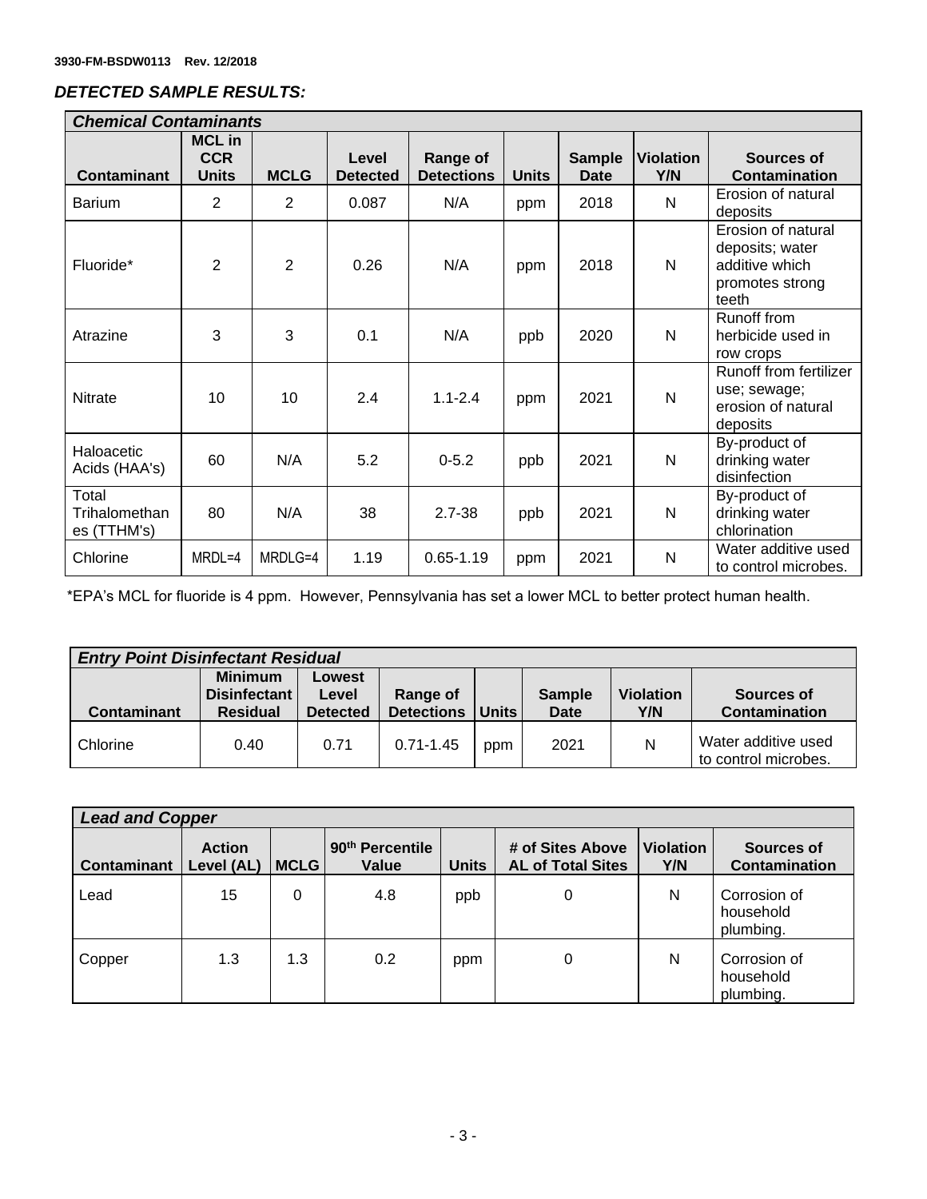3930-FM-BSDW0113 Rev. 12/2018

### *DETECTED SAMPLE RESULTS:*

| *Chemical Contaminants* | | | | | | | | |
|---|---|---|---|---|---|---|---|---|
| **Contaminant** | **MCL in CCR Units** | **MCLG** | **Level Detected** | **Range of Detections** | **Units** | **Sample Date** | **Violation Y/N** | **Sources of Contamination** |
| Barium | 2 | 2 | 0.087 | N/A | ppm | 2018 | N | Erosion of natural deposits |
| Fluoride* | 2 | 2 | 0.26 | N/A | ppm | 2018 | N | Erosion of natural deposits; water additive which promotes strong teeth |
| Atrazine | 3 | 3 | 0.1 | N/A | ppb | 2020 | N | Runoff from herbicide used in row crops |
| Nitrate | 10 | 10 | 2.4 | 1.1-2.4 | ppm | 2021 | N | Runoff from fertilizer use; sewage; erosion of natural deposits |
| Haloacetic Acids (HAA's) | 60 | N/A | 5.2 | 0-5.2 | ppb | 2021 | N | By-product of drinking water disinfection |
| Total Trihalomethanes (TTHM's) | 80 | N/A | 38 | 2.7-38 | ppb | 2021 | N | By-product of drinking water chlorination |
| Chlorine | MRDL=4 | MRDLG=4 | 1.19 | 0.65-1.19 | ppm | 2021 | N | Water additive used to control microbes. |

*EPA's MCL for fluoride is 4 ppm. However, Pennsylvania has set a lower MCL to better protect human health.

| *Entry Point Disinfectant Residual* | | | | | | | |
|---|---|---|---|---|---|---|---|
| **Contaminant** | **Minimum Disinfectant Residual** | **Lowest Level Detected** | **Range of Detections** | **Units** | **Sample Date** | **Violation Y/N** | **Sources of Contamination** |
| Chlorine | 0.40 | 0.71 | 0.71-1.45 | ppm | 2021 | N | Water additive used to control microbes. |

| *Lead and Copper* | | | | | | | |
|---|---|---|---|---|---|---|---|
| **Contaminant** | **Action Level (AL)** | **MCLG** | **90th Percentile Value** | **Units** | **# of Sites Above AL of Total Sites** | **Violation Y/N** | **Sources of Contamination** |
| Lead | 15 | 0 | 4.8 | ppb | 0 | N | Corrosion of household plumbing. |
| Copper | 1.3 | 1.3 | 0.2 | ppm | 0 | N | Corrosion of household plumbing. |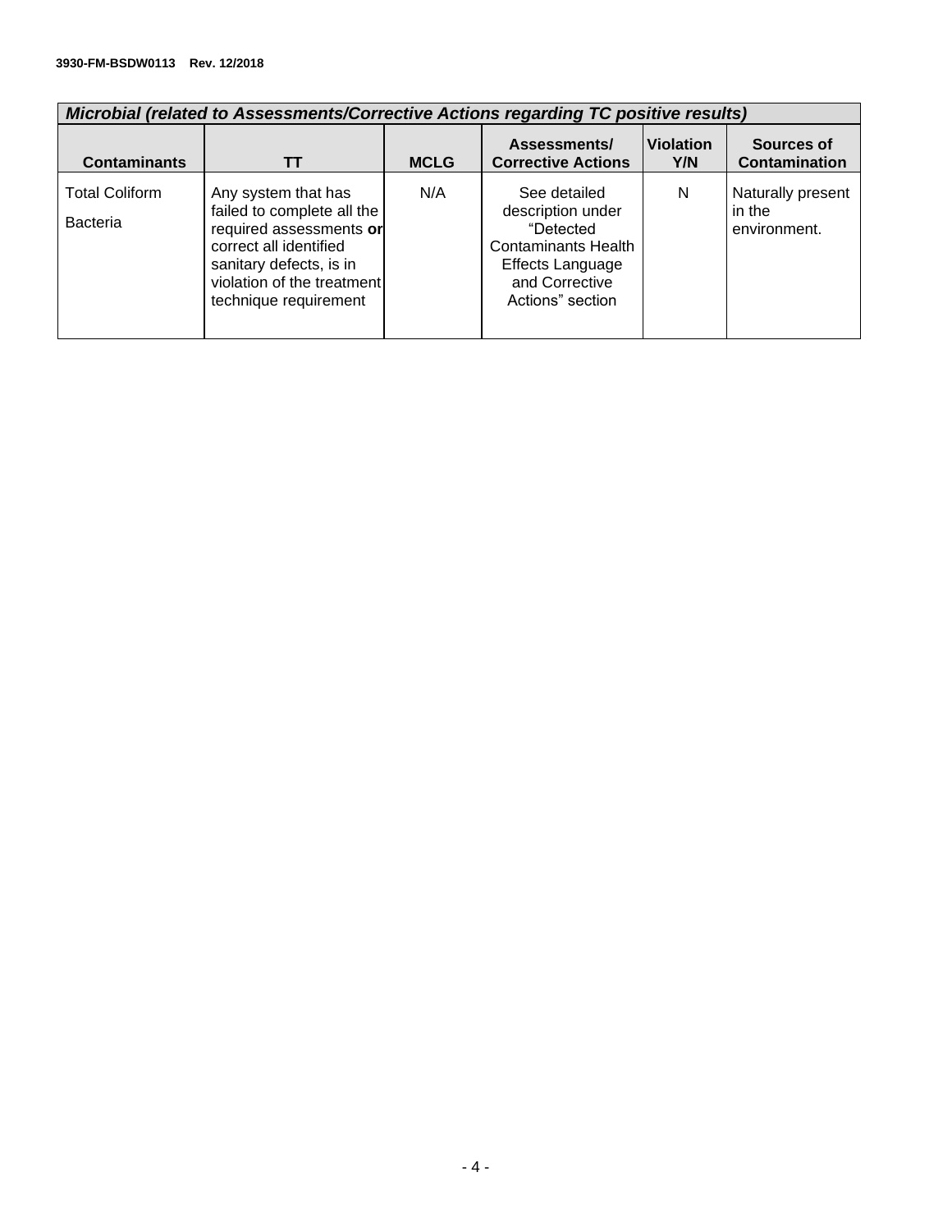| ***Microbial (related to Assessments/Corrective Actions regarding TC positive results)*** | | | | | |
|---|---|---|---|---|---|
| **Contaminants** | **TT** | **MCLG** | **Assessments/ Corrective Actions** | **Violation Y/N** | **Sources of Contamination** |
| Total Coliform Bacteria | Any system that has failed to complete all the required assessments **or** correct all identified sanitary defects, is in violation of the treatment technique requirement | N/A | See detailed description under "Detected Contaminants Health Effects Language and Corrective Actions" section | N | Naturally present in the environment. |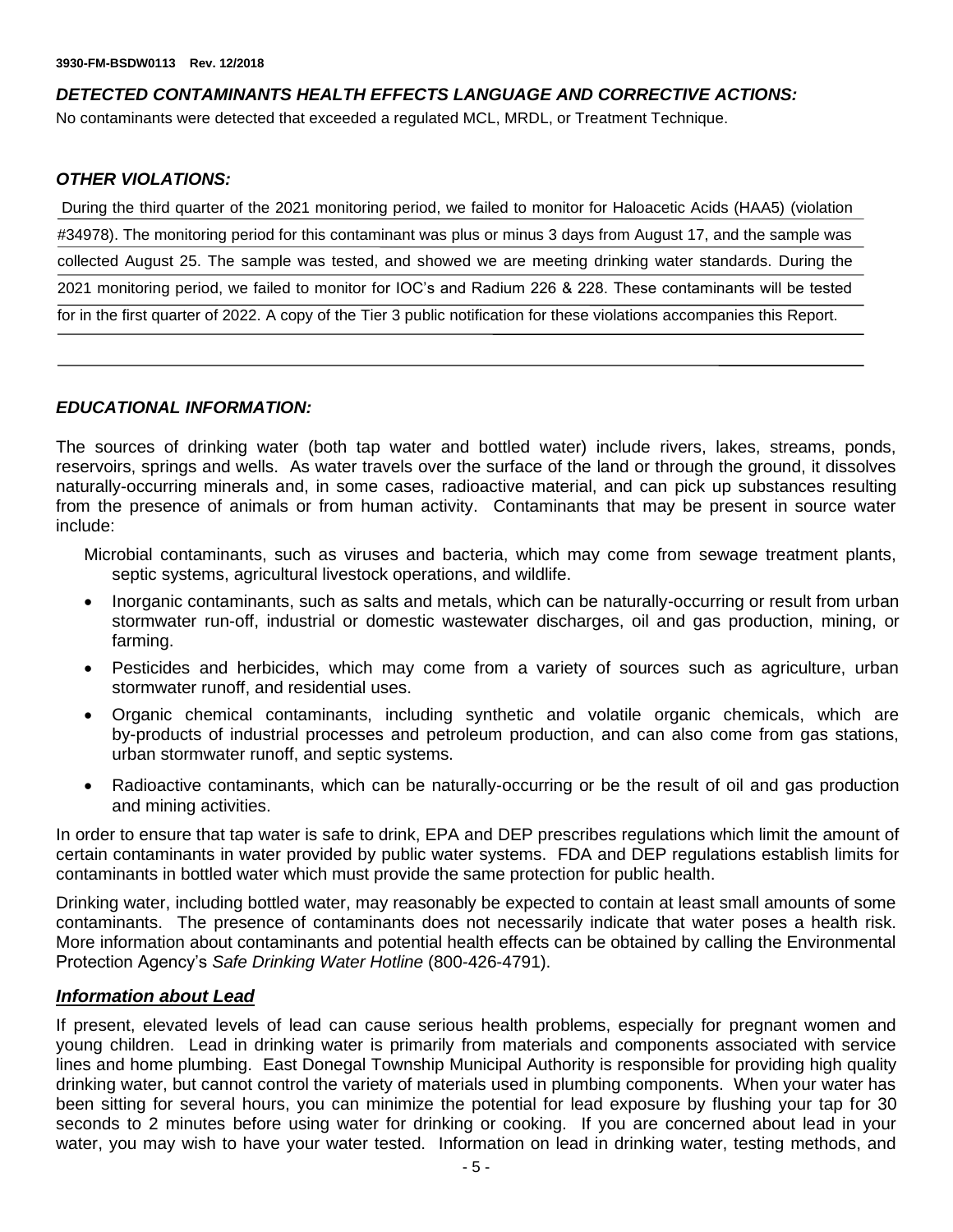3930-FM-BSDW0113 Rev. 12/2018

### *DETECTED CONTAMINANTS HEALTH EFFECTS LANGUAGE AND CORRECTIVE ACTIONS:*

No contaminants were detected that exceeded a regulated MCL, MRDL, or Treatment Technique.

### *OTHER VIOLATIONS:*

During the third quarter of the 2021 monitoring period, we failed to monitor for Haloacetic Acids (HAA5) (violation #34978). The monitoring period for this contaminant was plus or minus 3 days from August 17, and the sample was collected August 25. The sample was tested, and showed we are meeting drinking water standards. During the 2021 monitoring period, we failed to monitor for IOC's and Radium 226 & 228. These contaminants will be tested for in the first quarter of 2022. A copy of the Tier 3 public notification for these violations accompanies this Report.

### *EDUCATIONAL INFORMATION:*

The sources of drinking water (both tap water and bottled water) include rivers, lakes, streams, ponds, reservoirs, springs and wells. As water travels over the surface of the land or through the ground, it dissolves naturally-occurring minerals and, in some cases, radioactive material, and can pick up substances resulting from the presence of animals or from human activity. Contaminants that may be present in source water include:

Microbial contaminants, such as viruses and bacteria, which may come from sewage treatment plants, septic systems, agricultural livestock operations, and wildlife.

- Inorganic contaminants, such as salts and metals, which can be naturally-occurring or result from urban stormwater run-off, industrial or domestic wastewater discharges, oil and gas production, mining, or farming.
- Pesticides and herbicides, which may come from a variety of sources such as agriculture, urban stormwater runoff, and residential uses.
- Organic chemical contaminants, including synthetic and volatile organic chemicals, which are by-products of industrial processes and petroleum production, and can also come from gas stations, urban stormwater runoff, and septic systems.
- Radioactive contaminants, which can be naturally-occurring or be the result of oil and gas production and mining activities.

In order to ensure that tap water is safe to drink, EPA and DEP prescribes regulations which limit the amount of certain contaminants in water provided by public water systems. FDA and DEP regulations establish limits for contaminants in bottled water which must provide the same protection for public health.

Drinking water, including bottled water, may reasonably be expected to contain at least small amounts of some contaminants. The presence of contaminants does not necessarily indicate that water poses a health risk. More information about contaminants and potential health effects can be obtained by calling the Environmental Protection Agency's *Safe Drinking Water Hotline* (800-426-4791).

### ***Information about Lead***

If present, elevated levels of lead can cause serious health problems, especially for pregnant women and young children. Lead in drinking water is primarily from materials and components associated with service lines and home plumbing. East Donegal Township Municipal Authority is responsible for providing high quality drinking water, but cannot control the variety of materials used in plumbing components. When your water has been sitting for several hours, you can minimize the potential for lead exposure by flushing your tap for 30 seconds to 2 minutes before using water for drinking or cooking. If you are concerned about lead in your water, you may wish to have your water tested. Information on lead in drinking water, testing methods, and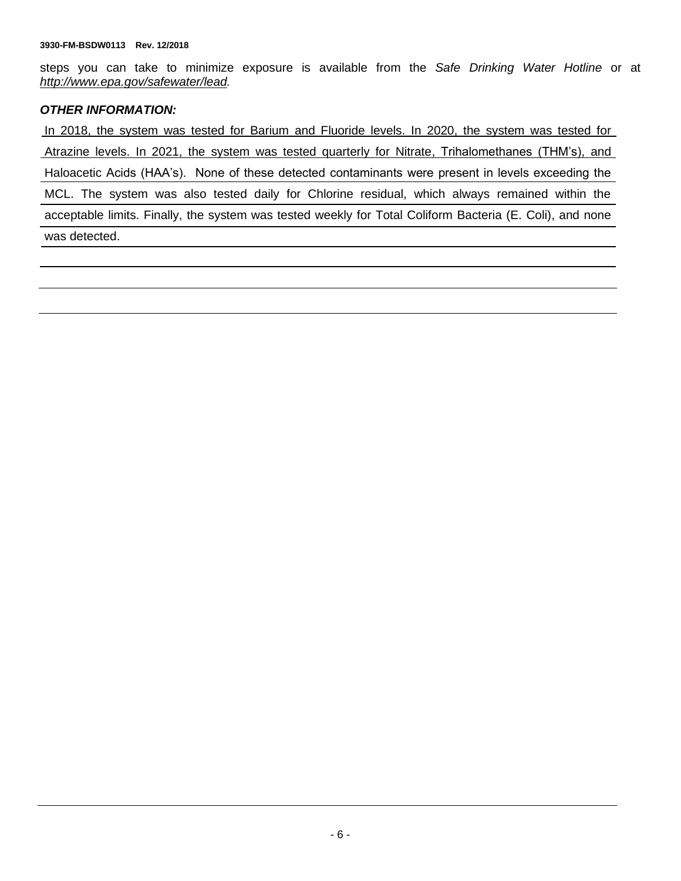steps you can take to minimize exposure is available from the *Safe Drinking Water Hotline* or at *http://www.epa.gov/safewater/lead.*

***OTHER INFORMATION:***

In 2018, the system was tested for Barium and Fluoride levels. In 2020, the system was tested for Atrazine levels. In 2021, the system was tested quarterly for Nitrate, Trihalomethanes (THM's), and Haloacetic Acids (HAA's). None of these detected contaminants were present in levels exceeding the MCL. The system was also tested daily for Chlorine residual, which always remained within the acceptable limits. Finally, the system was tested weekly for Total Coliform Bacteria (E. Coli), and none was detected.